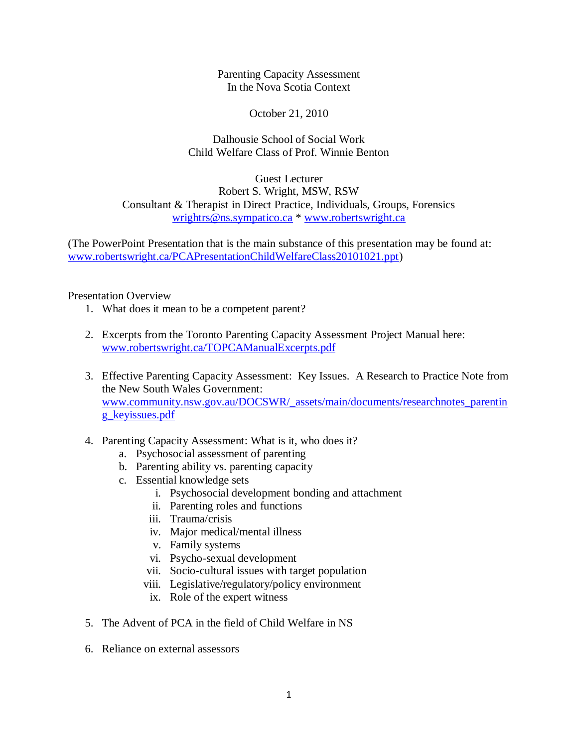Parenting Capacity Assessment
In the Nova Scotia Context

October 21, 2010

Dalhousie School of Social Work
Child Welfare Class of Prof. Winnie Benton

Guest Lecturer
Robert S. Wright, MSW, RSW
Consultant & Therapist in Direct Practice, Individuals, Groups, Forensics
wrightrs@ns.sympatico.ca * www.robertswright.ca

(The PowerPoint Presentation that is the main substance of this presentation may be found at: www.robertswright.ca/PCAPresentationChildWelfareClass20101021.ppt)

Presentation Overview

1. What does it mean to be a competent parent?

2. Excerpts from the Toronto Parenting Capacity Assessment Project Manual here: www.robertswright.ca/TOPCAManualExcerpts.pdf

3. Effective Parenting Capacity Assessment: Key Issues. A Research to Practice Note from the New South Wales Government: www.community.nsw.gov.au/DOCSWR/_assets/main/documents/researchnotes_parenting_keyissues.pdf

4. Parenting Capacity Assessment: What is it, who does it?
   a. Psychosocial assessment of parenting
   b. Parenting ability vs. parenting capacity
   c. Essential knowledge sets
      i. Psychosocial development bonding and attachment
      ii. Parenting roles and functions
      iii. Trauma/crisis
      iv. Major medical/mental illness
      v. Family systems
      vi. Psycho-sexual development
      vii. Socio-cultural issues with target population
      viii. Legislative/regulatory/policy environment
      ix. Role of the expert witness

5. The Advent of PCA in the field of Child Welfare in NS

6. Reliance on external assessors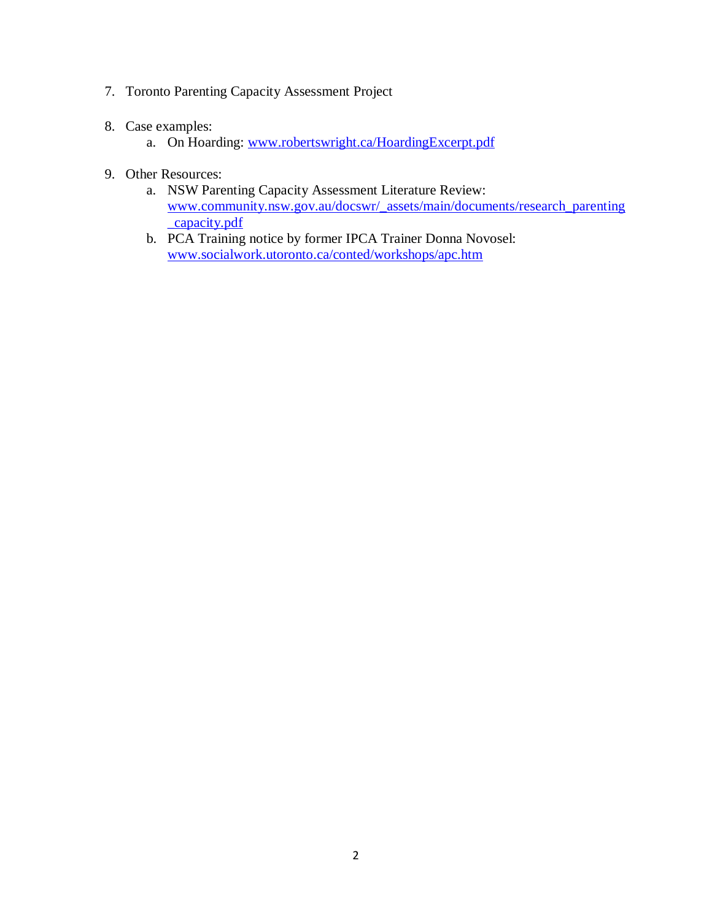7. Toronto Parenting Capacity Assessment Project

8. Case examples:
    a. On Hoarding: www.robertswright.ca/HoardingExcerpt.pdf

9. Other Resources:
    a. NSW Parenting Capacity Assessment Literature Review: www.community.nsw.gov.au/docswr/_assets/main/documents/research_parenting_capacity.pdf
    b. PCA Training notice by former IPCA Trainer Donna Novosel: www.socialwork.utoronto.ca/conted/workshops/apc.htm